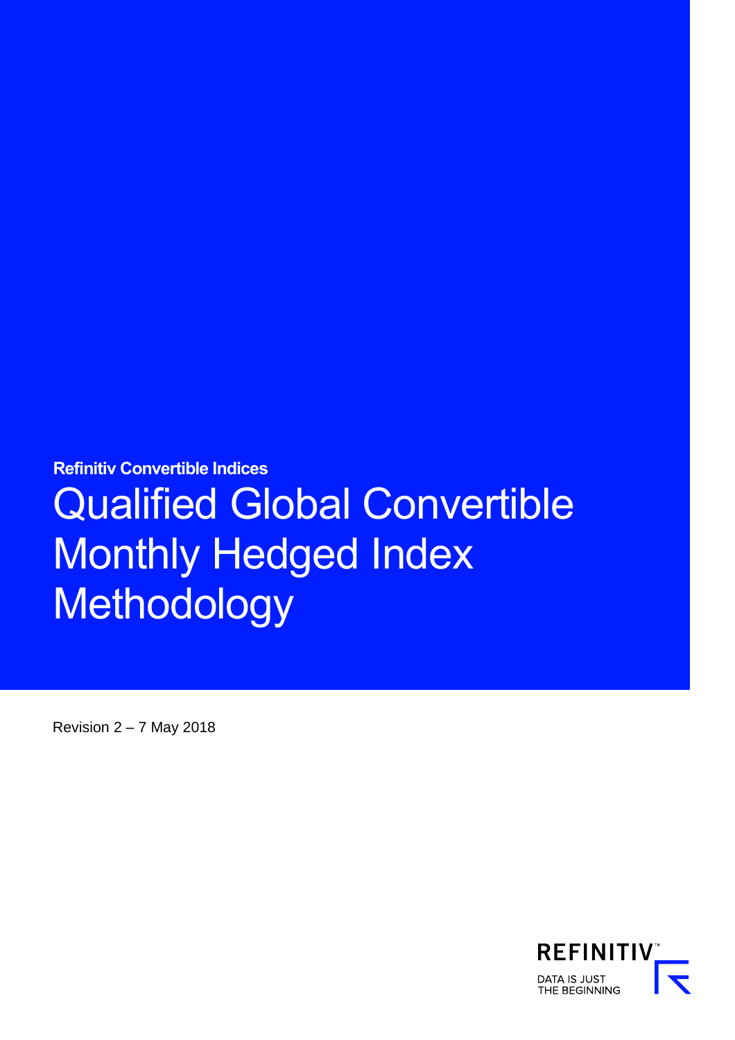**Refinitiv Convertible Indices**

# Qualified Global Convertible Monthly Hedged Index Methodology

Revision 2 – 7 May 2018

REFINITIV™

DATA IS JUST THE BEGINNING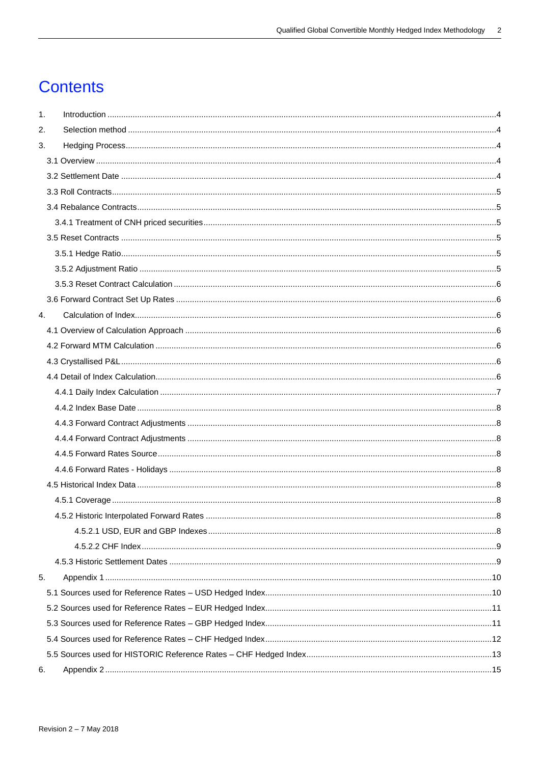# Contents

1. Introduction ....................................................................................................................................................4
2. Selection method ............................................................................................................................................4
3. Hedging Process..............................................................................................................................................4
   - 3.1 Overview ..........................................................................................................................................4
   - 3.2 Settlement Date ................................................................................................................................4
   - 3.3 Roll Contracts....................................................................................................................................5
   - 3.4 Rebalance Contracts..........................................................................................................................5
     - 3.4.1 Treatment of CNH priced securities..................................................................................5
   - 3.5 Reset Contracts ................................................................................................................................5
     - 3.5.1 Hedge Ratio..........................................................................................................................5
     - 3.5.2 Adjustment Ratio ..................................................................................................................5
     - 3.5.3 Reset Contract Calculation ..................................................................................................6
   - 3.6 Forward Contract Set Up Rates ........................................................................................................6
4. Calculation of Index..........................................................................................................................................6
   - 4.1 Overview of Calculation Approach .....................................................................................................6
   - 4.2 Forward MTM Calculation ..................................................................................................................6
   - 4.3 Crystallised P&L.................................................................................................................................6
   - 4.4 Detail of Index Calculation..................................................................................................................6
     - 4.4.1 Daily Index Calculation ........................................................................................................7
     - 4.4.2 Index Base Date ...................................................................................................................8
     - 4.4.3 Forward Contract Adjustments ............................................................................................8
     - 4.4.4 Forward Contract Adjustments ............................................................................................8
     - 4.4.5 Forward Rates Source..........................................................................................................8
     - 4.4.6 Forward Rates - Holidays .....................................................................................................8
   - 4.5 Historical Index Data ..........................................................................................................................8
     - 4.5.1 Coverage ..............................................................................................................................8
     - 4.5.2 Historic Interpolated Forward Rates .....................................................................................8
       - 4.5.2.1 USD, EUR and GBP Indexes...................................................................................8
       - 4.5.2.2 CHF Index................................................................................................................9
     - 4.5.3 Historic Settlement Dates .....................................................................................................9
5. Appendix 1 ......................................................................................................................................................10
   - 5.1 Sources used for Reference Rates – USD Hedged Index.................................................................10
   - 5.2 Sources used for Reference Rates – EUR Hedged Index.................................................................11
   - 5.3 Sources used for Reference Rates – GBP Hedged Index.................................................................11
   - 5.4 Sources used for Reference Rates – CHF Hedged Index.................................................................12
   - 5.5 Sources used for HISTORIC Reference Rates – CHF Hedged Index...............................................13
6. Appendix 2 ......................................................................................................................................................15

Revision 2 – 7 May 2018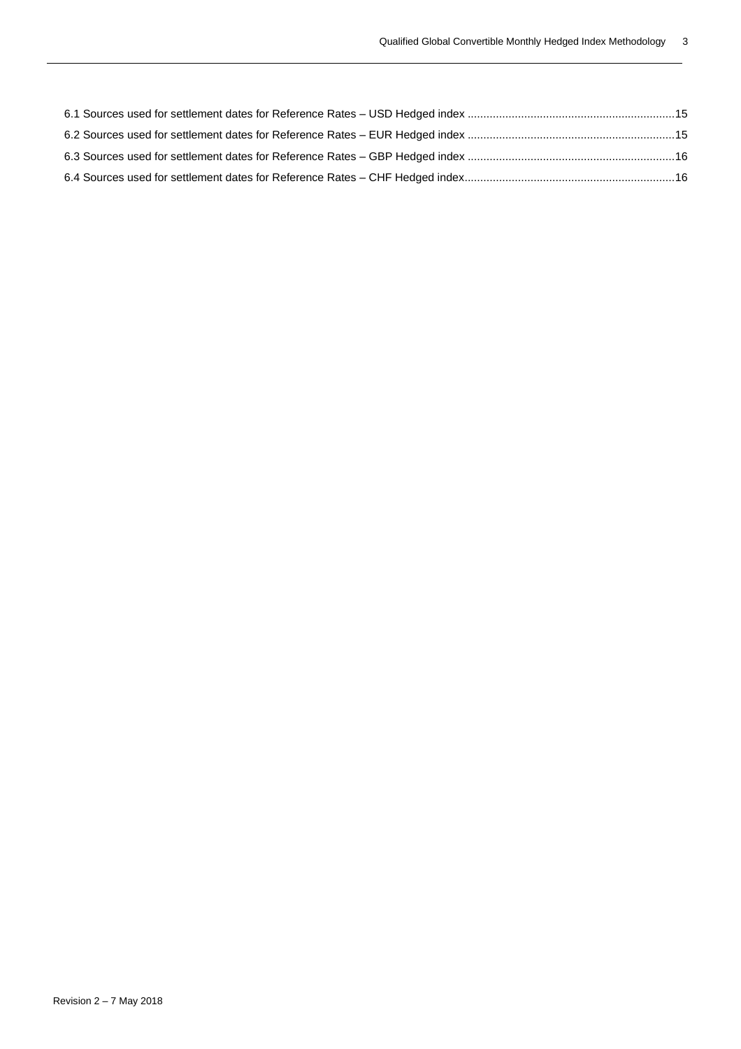6.1 Sources used for settlement dates for Reference Rates – USD Hedged index ....................................................................15

6.2 Sources used for settlement dates for Reference Rates – EUR Hedged index ....................................................................15

6.3 Sources used for settlement dates for Reference Rates – GBP Hedged index ....................................................................16

6.4 Sources used for settlement dates for Reference Rates – CHF Hedged index....................................................................16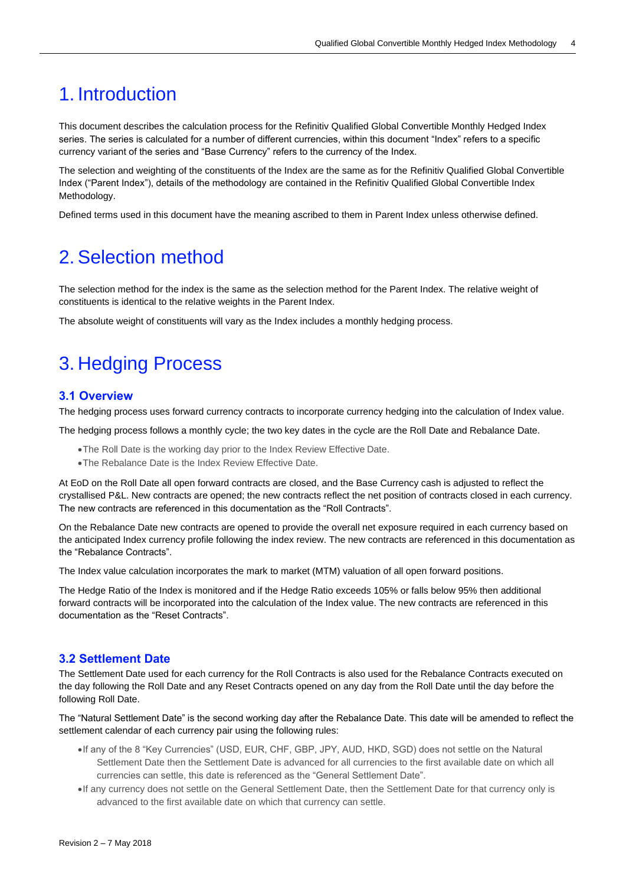# 1. Introduction

This document describes the calculation process for the Refinitiv Qualified Global Convertible Monthly Hedged Index series. The series is calculated for a number of different currencies, within this document "Index" refers to a specific currency variant of the series and "Base Currency" refers to the currency of the Index.

The selection and weighting of the constituents of the Index are the same as for the Refinitiv Qualified Global Convertible Index ("Parent Index"), details of the methodology are contained in the Refinitiv Qualified Global Convertible Index Methodology.

Defined terms used in this document have the meaning ascribed to them in Parent Index unless otherwise defined.

# 2. Selection method

The selection method for the index is the same as the selection method for the Parent Index. The relative weight of constituents is identical to the relative weights in the Parent Index.

The absolute weight of constituents will vary as the Index includes a monthly hedging process.

# 3. Hedging Process

## 3.1 Overview

The hedging process uses forward currency contracts to incorporate currency hedging into the calculation of Index value.

The hedging process follows a monthly cycle; the two key dates in the cycle are the Roll Date and Rebalance Date.

- The Roll Date is the working day prior to the Index Review Effective Date.
- The Rebalance Date is the Index Review Effective Date.

At EoD on the Roll Date all open forward contracts are closed, and the Base Currency cash is adjusted to reflect the crystallised P&L. New contracts are opened; the new contracts reflect the net position of contracts closed in each currency. The new contracts are referenced in this documentation as the "Roll Contracts".

On the Rebalance Date new contracts are opened to provide the overall net exposure required in each currency based on the anticipated Index currency profile following the index review. The new contracts are referenced in this documentation as the "Rebalance Contracts".

The Index value calculation incorporates the mark to market (MTM) valuation of all open forward positions.

The Hedge Ratio of the Index is monitored and if the Hedge Ratio exceeds 105% or falls below 95% then additional forward contracts will be incorporated into the calculation of the Index value. The new contracts are referenced in this documentation as the "Reset Contracts".

## 3.2 Settlement Date

The Settlement Date used for each currency for the Roll Contracts is also used for the Rebalance Contracts executed on the day following the Roll Date and any Reset Contracts opened on any day from the Roll Date until the day before the following Roll Date.

The "Natural Settlement Date" is the second working day after the Rebalance Date. This date will be amended to reflect the settlement calendar of each currency pair using the following rules:

- If any of the 8 "Key Currencies" (USD, EUR, CHF, GBP, JPY, AUD, HKD, SGD) does not settle on the Natural Settlement Date then the Settlement Date is advanced for all currencies to the first available date on which all currencies can settle, this date is referenced as the "General Settlement Date".
- If any currency does not settle on the General Settlement Date, then the Settlement Date for that currency only is advanced to the first available date on which that currency can settle.

Revision 2 – 7 May 2018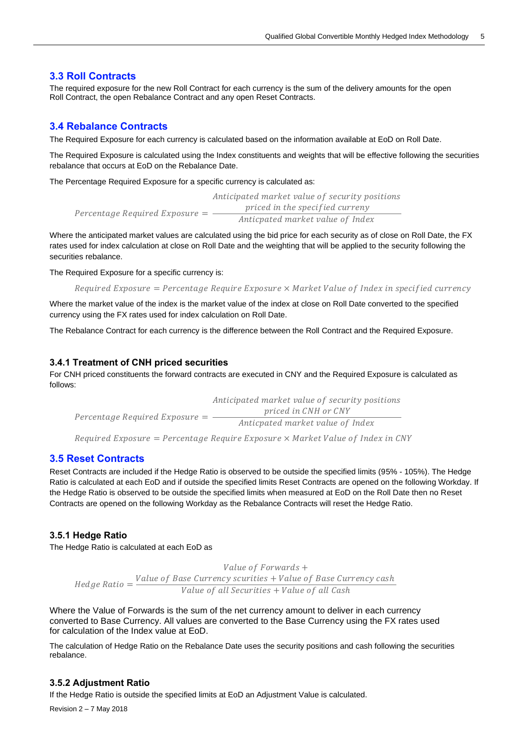## 3.3 Roll Contracts

The required exposure for the new Roll Contract for each currency is the sum of the delivery amounts for the open Roll Contract, the open Rebalance Contract and any open Reset Contracts.

## 3.4 Rebalance Contracts

The Required Exposure for each currency is calculated based on the information available at EoD on Roll Date.

The Required Exposure is calculated using the Index constituents and weights that will be effective following the securities rebalance that occurs at EoD on the Rebalance Date.

The Percentage Required Exposure for a specific currency is calculated as:

$$Percentage\ Required\ Exposure = \frac{\begin{array}{c}Anticipated\ market\ value\ of\ security\ positions \\ priced\ in\ the\ specified\ curreny\end{array}}{Anticpated\ market\ value\ of\ Index}$$

Where the anticipated market values are calculated using the bid price for each security as of close on Roll Date, the FX rates used for index calculation at close on Roll Date and the weighting that will be applied to the security following the securities rebalance.

The Required Exposure for a specific currency is:

$$Required\ Exposure = Percentage\ Require\ Exposure \times Market\ Value\ of\ Index\ in\ specified\ currency$$

Where the market value of the index is the market value of the index at close on Roll Date converted to the specified currency using the FX rates used for index calculation on Roll Date.

The Rebalance Contract for each currency is the difference between the Roll Contract and the Required Exposure.

### 3.4.1 Treatment of CNH priced securities

For CNH priced constituents the forward contracts are executed in CNY and the Required Exposure is calculated as follows:

$$Percentage\ Required\ Exposure = \frac{\begin{array}{c}Anticipated\ market\ value\ of\ security\ positions \\ priced\ in\ CNH\ or\ CNY\end{array}}{Anticpated\ market\ value\ of\ Index}$$

$$Required\ Exposure = Percentage\ Require\ Exposure \times Market\ Value\ of\ Index\ in\ CNY$$

## 3.5 Reset Contracts

Reset Contracts are included if the Hedge Ratio is observed to be outside the specified limits (95% - 105%). The Hedge Ratio is calculated at each EoD and if outside the specified limits Reset Contracts are opened on the following Workday. If the Hedge Ratio is observed to be outside the specified limits when measured at EoD on the Roll Date then no Reset Contracts are opened on the following Workday as the Rebalance Contracts will reset the Hedge Ratio.

### 3.5.1 Hedge Ratio

The Hedge Ratio is calculated at each EoD as

$$Hedge\ Ratio = \frac{\begin{array}{c}Value\ of\ Forwards\ + \\ Value\ of\ Base\ Currency\ scurities + Value\ of\ Base\ Currency\ cash\end{array}}{Value\ of\ all\ Securities + Value\ of\ all\ Cash}$$

Where the Value of Forwards is the sum of the net currency amount to deliver in each currency converted to Base Currency. All values are converted to the Base Currency using the FX rates used for calculation of the Index value at EoD.

The calculation of Hedge Ratio on the Rebalance Date uses the security positions and cash following the securities rebalance.

### 3.5.2 Adjustment Ratio

If the Hedge Ratio is outside the specified limits at EoD an Adjustment Value is calculated.

Revision 2 – 7 May 2018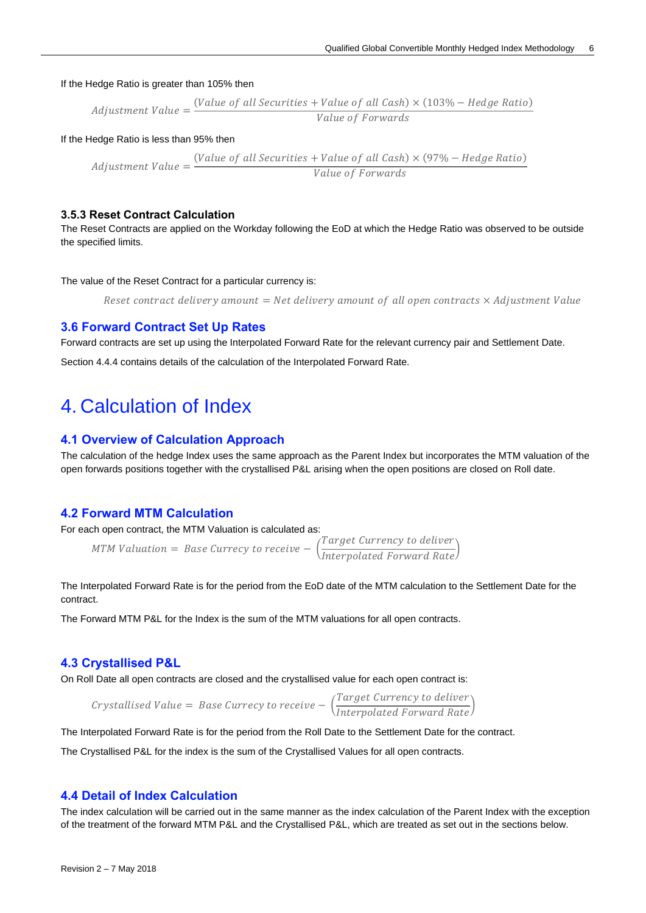If the Hedge Ratio is greater than 105% then

$$Adjustment\ Value = \frac{(Value\ of\ all\ Securities + Value\ of\ all\ Cash) \times (103\% - Hedge\ Ratio)}{Value\ of\ Forwards}$$

If the Hedge Ratio is less than 95% then

$$Adjustment\ Value = \frac{(Value\ of\ all\ Securities + Value\ of\ all\ Cash) \times (97\% - Hedge\ Ratio)}{Value\ of\ Forwards}$$

### 3.5.3 Reset Contract Calculation

The Reset Contracts are applied on the Workday following the EoD at which the Hedge Ratio was observed to be outside the specified limits.

The value of the Reset Contract for a particular currency is:

$$Reset\ contract\ delivery\ amount = Net\ delivery\ amount\ of\ all\ open\ contracts \times Adjustment\ Value$$

## 3.6 Forward Contract Set Up Rates

Forward contracts are set up using the Interpolated Forward Rate for the relevant currency pair and Settlement Date.

Section 4.4.4 contains details of the calculation of the Interpolated Forward Rate.

# 4. Calculation of Index

## 4.1 Overview of Calculation Approach

The calculation of the hedge Index uses the same approach as the Parent Index but incorporates the MTM valuation of the open forwards positions together with the crystallised P&L arising when the open positions are closed on Roll date.

## 4.2 Forward MTM Calculation

For each open contract, the MTM Valuation is calculated as:

$$MTM\ Valuation = Base\ Currecy\ to\ receive - \left(\frac{Target\ Currency\ to\ deliver}{Interpolated\ Forward\ Rate}\right)$$

The Interpolated Forward Rate is for the period from the EoD date of the MTM calculation to the Settlement Date for the contract.

The Forward MTM P&L for the Index is the sum of the MTM valuations for all open contracts.

## 4.3 Crystallised P&L

On Roll Date all open contracts are closed and the crystallised value for each open contract is:

$$Crystallised\ Value = Base\ Currecy\ to\ receive - \left(\frac{Target\ Currency\ to\ deliver}{Interpolated\ Forward\ Rate}\right)$$

The Interpolated Forward Rate is for the period from the Roll Date to the Settlement Date for the contract.

The Crystallised P&L for the index is the sum of the Crystallised Values for all open contracts.

## 4.4 Detail of Index Calculation

The index calculation will be carried out in the same manner as the index calculation of the Parent Index with the exception of the treatment of the forward MTM P&L and the Crystallised P&L, which are treated as set out in the sections below.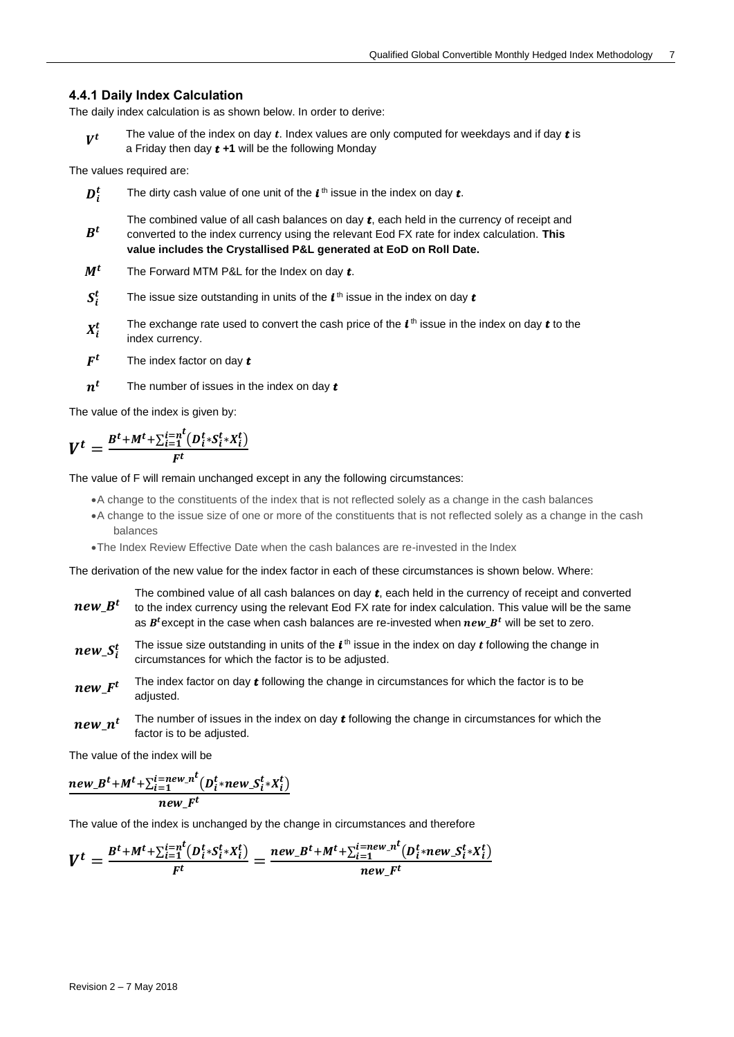### 4.4.1 Daily Index Calculation

The daily index calculation is as shown below. In order to derive:

| | |
|---|---|
| $V^t$ | The value of the index on day $t$. Index values are only computed for weekdays and if day $t$ is a Friday then day $t$ +1 will be the following Monday |

The values required are:

| | |
|---|---|
| $D_i^t$ | The dirty cash value of one unit of the $i$ th issue in the index on day $t$. |
| $B^t$ | The combined value of all cash balances on day $t$, each held in the currency of receipt and converted to the index currency using the relevant Eod FX rate for index calculation. **This value includes the Crystallised P&L generated at EoD on Roll Date.** |
| $M^t$ | The Forward MTM P&L for the Index on day $t$. |
| $S_i^t$ | The issue size outstanding in units of the $i$ th issue in the index on day $t$ |
| $X_i^t$ | The exchange rate used to convert the cash price of the $i$ th issue in the index on day $t$ to the index currency. |
| $F^t$ | The index factor on day $t$ |
| $n^t$ | The number of issues in the index on day $t$ |

The value of the index is given by:

$$V^t = \frac{B^t + M^t + \sum_{i=1}^{i=n^t}\left(D_i^t * S_i^t * X_i^t\right)}{F^t}$$

The value of F will remain unchanged except in any the following circumstances:

- A change to the constituents of the index that is not reflected solely as a change in the cash balances
- A change to the issue size of one or more of the constituents that is not reflected solely as a change in the cash balances
- The Index Review Effective Date when the cash balances are re-invested in the Index

The derivation of the new value for the index factor in each of these circumstances is shown below. Where:

| | |
|---|---|
| $new\_B^t$ | The combined value of all cash balances on day $t$, each held in the currency of receipt and converted to the index currency using the relevant Eod FX rate for index calculation. This value will be the same as $B^t$ except in the case when cash balances are re-invested when $new\_B^t$ will be set to zero. |
| $new\_S_i^t$ | The issue size outstanding in units of the $i$ th issue in the index on day $t$ following the change in circumstances for which the factor is to be adjusted. |
| $new\_F^t$ | The index factor on day $t$ following the change in circumstances for which the factor is to be adjusted. |
| $new\_n^t$ | The number of issues in the index on day $t$ following the change in circumstances for which the factor is to be adjusted. |

The value of the index will be

$$\frac{new\_B^t + M^t + \sum_{i=1}^{i=new\_n^t}\left(D_i^t * new\_S_i^t * X_i^t\right)}{new\_F^t}$$

The value of the index is unchanged by the change in circumstances and therefore

$$V^t = \frac{B^t + M^t + \sum_{i=1}^{i=n^t}\left(D_i^t * S_i^t * X_i^t\right)}{F^t} = \frac{new\_B^t + M^t + \sum_{i=1}^{i=new\_n^t}\left(D_i^t * new\_S_i^t * X_i^t\right)}{new\_F^t}$$

Revision 2 – 7 May 2018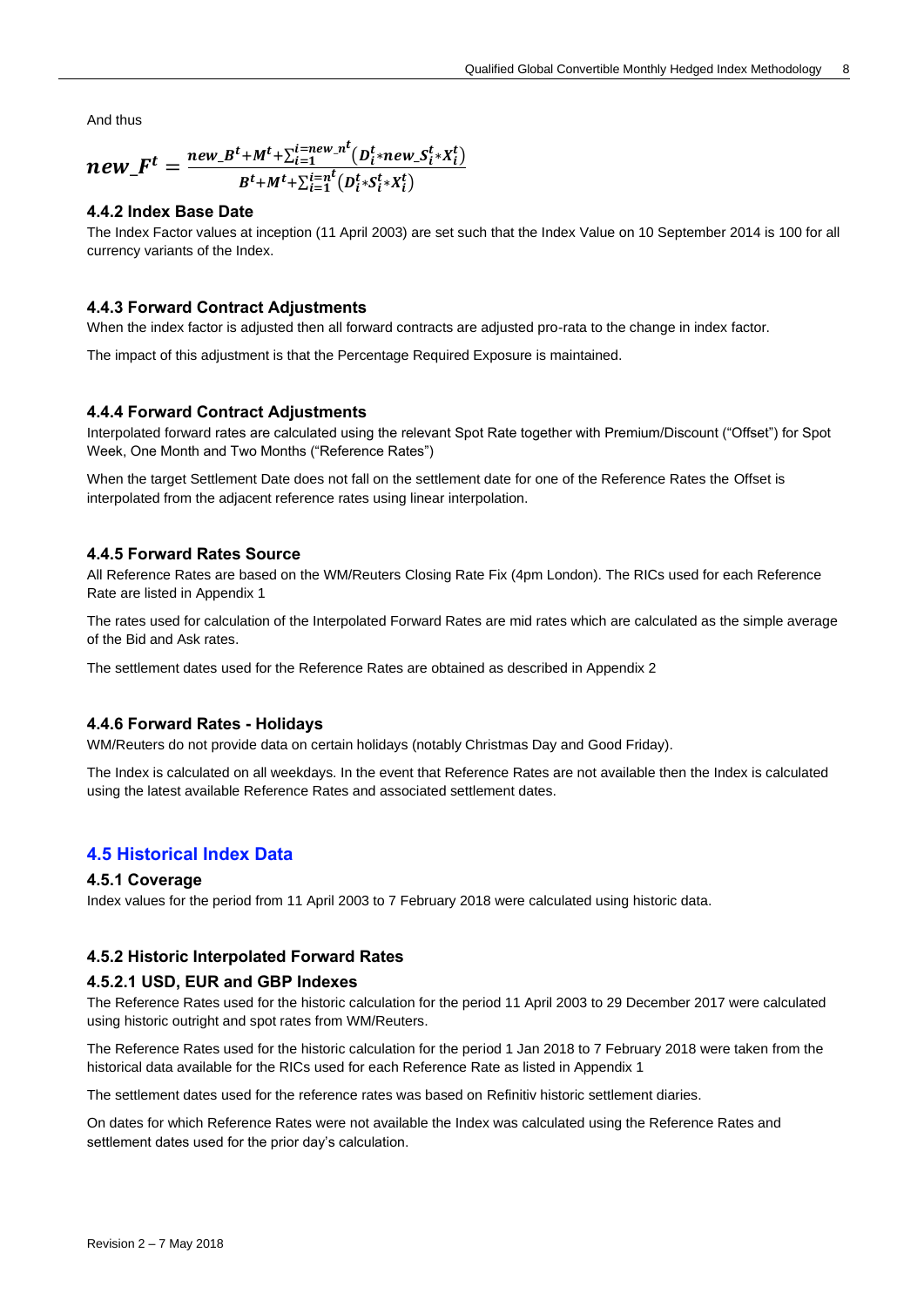And thus

$$new\_F^t = \frac{new\_B^t + M^t + \sum_{i=1}^{i=new\_n^t}\left(D_i^t * new\_S_i^t * X_i^t\right)}{B^t + M^t + \sum_{i=1}^{i=n^t}\left(D_i^t * S_i^t * X_i^t\right)}$$

### 4.4.2 Index Base Date

The Index Factor values at inception (11 April 2003) are set such that the Index Value on 10 September 2014 is 100 for all currency variants of the Index.

### 4.4.3 Forward Contract Adjustments

When the index factor is adjusted then all forward contracts are adjusted pro-rata to the change in index factor.

The impact of this adjustment is that the Percentage Required Exposure is maintained.

### 4.4.4 Forward Contract Adjustments

Interpolated forward rates are calculated using the relevant Spot Rate together with Premium/Discount ("Offset") for Spot Week, One Month and Two Months ("Reference Rates")

When the target Settlement Date does not fall on the settlement date for one of the Reference Rates the Offset is interpolated from the adjacent reference rates using linear interpolation.

### 4.4.5 Forward Rates Source

All Reference Rates are based on the WM/Reuters Closing Rate Fix (4pm London). The RICs used for each Reference Rate are listed in Appendix 1

The rates used for calculation of the Interpolated Forward Rates are mid rates which are calculated as the simple average of the Bid and Ask rates.

The settlement dates used for the Reference Rates are obtained as described in Appendix 2

### 4.4.6 Forward Rates - Holidays

WM/Reuters do not provide data on certain holidays (notably Christmas Day and Good Friday).

The Index is calculated on all weekdays. In the event that Reference Rates are not available then the Index is calculated using the latest available Reference Rates and associated settlement dates.

## 4.5 Historical Index Data

### 4.5.1 Coverage

Index values for the period from 11 April 2003 to 7 February 2018 were calculated using historic data.

### 4.5.2 Historic Interpolated Forward Rates

#### 4.5.2.1 USD, EUR and GBP Indexes

The Reference Rates used for the historic calculation for the period 11 April 2003 to 29 December 2017 were calculated using historic outright and spot rates from WM/Reuters.

The Reference Rates used for the historic calculation for the period 1 Jan 2018 to 7 February 2018 were taken from the historical data available for the RICs used for each Reference Rate as listed in Appendix 1

The settlement dates used for the reference rates was based on Refinitiv historic settlement diaries.

On dates for which Reference Rates were not available the Index was calculated using the Reference Rates and settlement dates used for the prior day's calculation.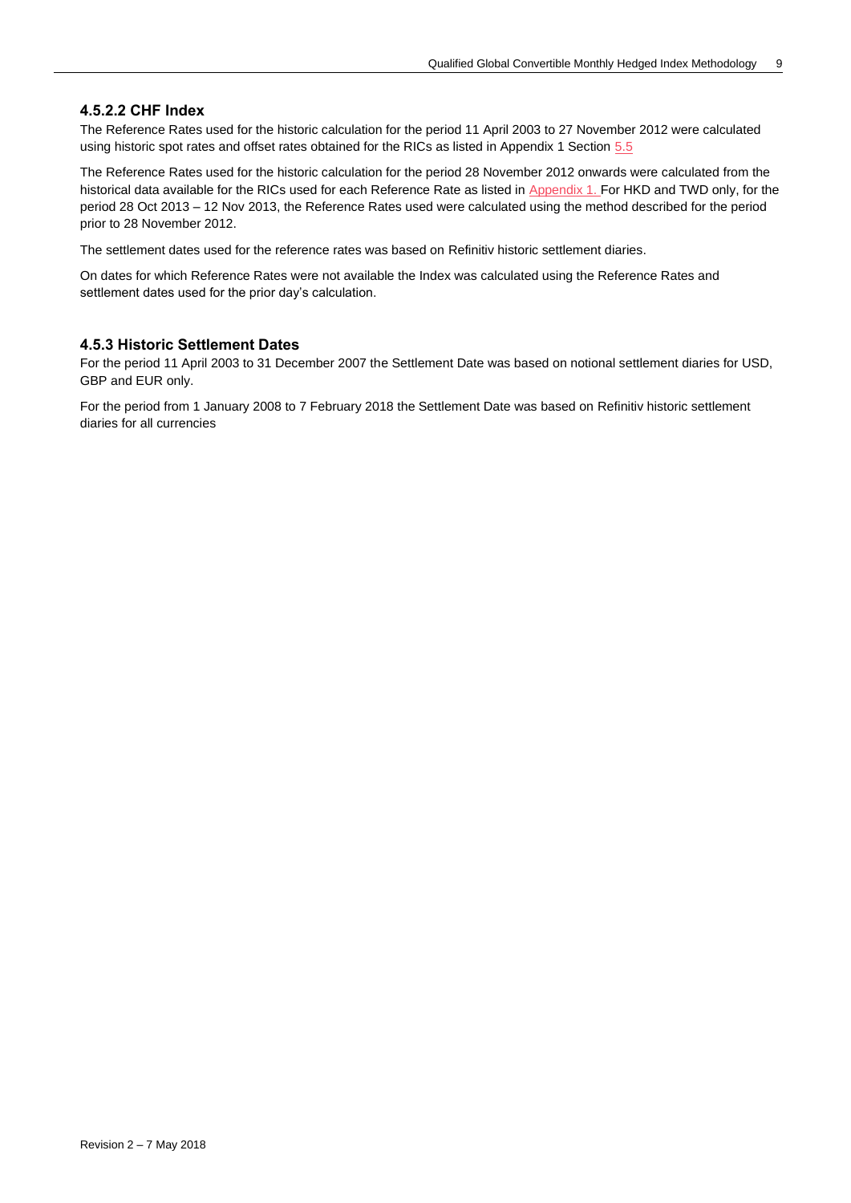#### 4.5.2.2 CHF Index

The Reference Rates used for the historic calculation for the period 11 April 2003 to 27 November 2012 were calculated using historic spot rates and offset rates obtained for the RICs as listed in Appendix 1 Section 5.5

The Reference Rates used for the historic calculation for the period 28 November 2012 onwards were calculated from the historical data available for the RICs used for each Reference Rate as listed in Appendix 1. For HKD and TWD only, for the period 28 Oct 2013 – 12 Nov 2013, the Reference Rates used were calculated using the method described for the period prior to 28 November 2012.

The settlement dates used for the reference rates was based on Refinitiv historic settlement diaries.

On dates for which Reference Rates were not available the Index was calculated using the Reference Rates and settlement dates used for the prior day's calculation.

### 4.5.3 Historic Settlement Dates

For the period 11 April 2003 to 31 December 2007 the Settlement Date was based on notional settlement diaries for USD, GBP and EUR only.

For the period from 1 January 2008 to 7 February 2018 the Settlement Date was based on Refinitiv historic settlement diaries for all currencies

Revision 2 – 7 May 2018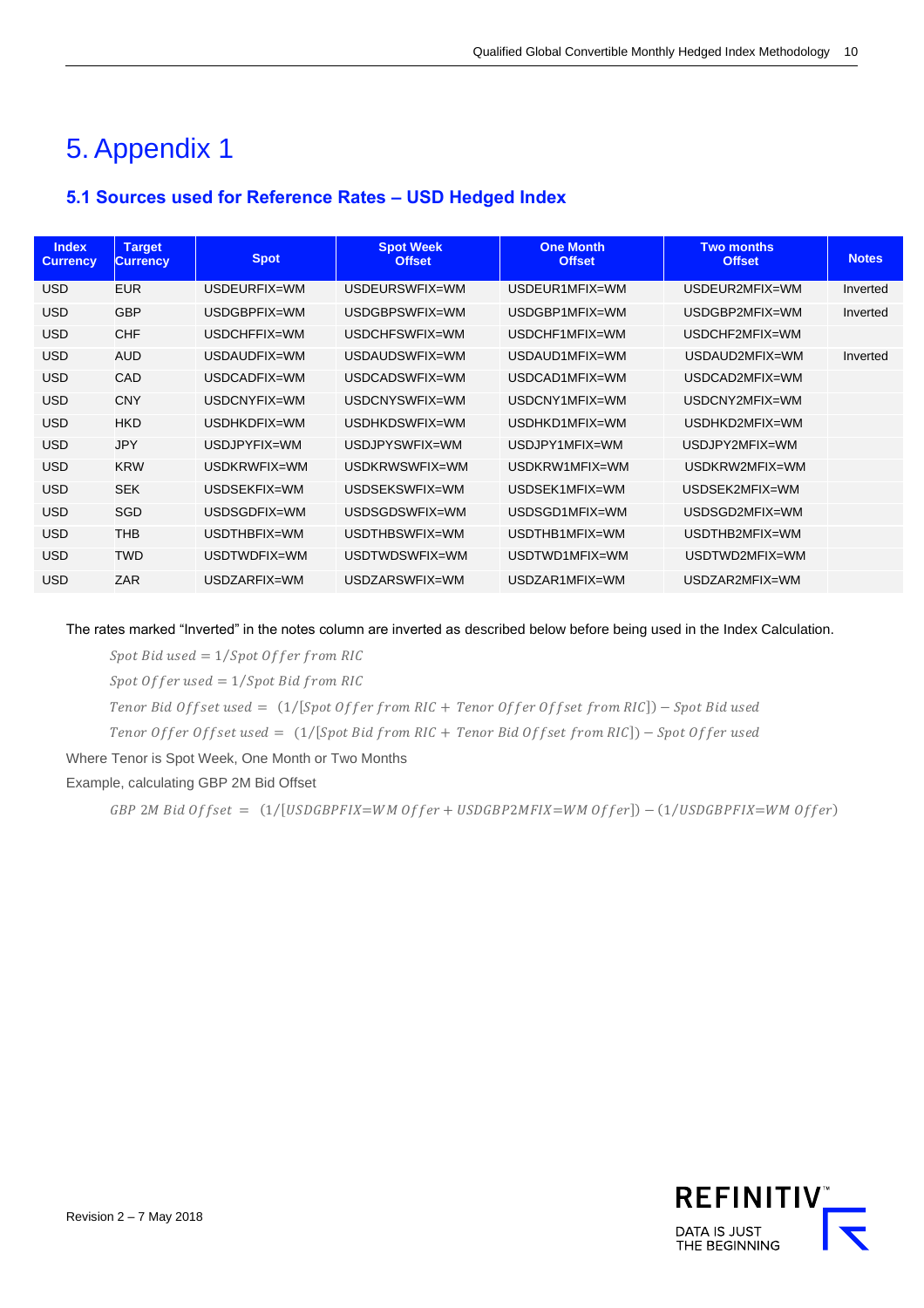# 5. Appendix 1

## 5.1 Sources used for Reference Rates – USD Hedged Index

| Index Currency | Target Currency | Spot | Spot Week Offset | One Month Offset | Two months Offset | Notes |
|---|---|---|---|---|---|---|
| USD | EUR | USDEURFIX=WM | USDEURSWFIX=WM | USDEUR1MFIX=WM | USDEUR2MFIX=WM | Inverted |
| USD | GBP | USDGBPFIX=WM | USDGBPSWFIX=WM | USDGBP1MFIX=WM | USDGBP2MFIX=WM | Inverted |
| USD | CHF | USDCHFFIX=WM | USDCHFSWFIX=WM | USDCHF1MFIX=WM | USDCHF2MFIX=WM | |
| USD | AUD | USDAUDFIX=WM | USDAUDSWFIX=WM | USDAUD1MFIX=WM | USDAUD2MFIX=WM | Inverted |
| USD | CAD | USDCADFIX=WM | USDCADSWFIX=WM | USDCAD1MFIX=WM | USDCAD2MFIX=WM | |
| USD | CNY | USDCNYFIX=WM | USDCNYSWFIX=WM | USDCNY1MFIX=WM | USDCNY2MFIX=WM | |
| USD | HKD | USDHKDFIX=WM | USDHKDSWFIX=WM | USDHKD1MFIX=WM | USDHKD2MFIX=WM | |
| USD | JPY | USDJPYFIX=WM | USDJPYSWFIX=WM | USDJPY1MFIX=WM | USDJPY2MFIX=WM | |
| USD | KRW | USDKRWFIX=WM | USDKRWSWFIX=WM | USDKRW1MFIX=WM | USDKRW2MFIX=WM | |
| USD | SEK | USDSEKFIX=WM | USDSEKSWFIX=WM | USDSEK1MFIX=WM | USDSEK2MFIX=WM | |
| USD | SGD | USDSGDFIX=WM | USDSGDSWFIX=WM | USDSGD1MFIX=WM | USDSGD2MFIX=WM | |
| USD | THB | USDTHBFIX=WM | USDTHBSWFIX=WM | USDTHB1MFIX=WM | USDTHB2MFIX=WM | |
| USD | TWD | USDTWDFIX=WM | USDTWDSWFIX=WM | USDTWD1MFIX=WM | USDTWD2MFIX=WM | |
| USD | ZAR | USDZARFIX=WM | USDZARSWFIX=WM | USDZAR1MFIX=WM | USDZAR2MFIX=WM | |

The rates marked "Inverted" in the notes column are inverted as described below before being used in the Index Calculation.

$$Spot\ Bid\ used = 1/Spot\ Offer\ from\ RIC$$

$$Spot\ Offer\ used = 1/Spot\ Bid\ from\ RIC$$

$$Tenor\ Bid\ Offset\ used = \ (1/[Spot\ Offer\ from\ RIC + Tenor\ Offer\ Offset\ from\ RIC]) - Spot\ Bid\ used$$

$$Tenor\ Offer\ Offset\ used = \ (1/[Spot\ Bid\ from\ RIC + Tenor\ Bid\ Offset\ from\ RIC]) - Spot\ Offer\ used$$

Where Tenor is Spot Week, One Month or Two Months

Example, calculating GBP 2M Bid Offset

$$GBP\ 2M\ Bid\ Offset = \ (1/[USDGBPFIX{=}WM\ Offer + USDGBP2MFIX{=}WM\ Offer]) - (1/USDGBPFIX{=}WM\ Offer)$$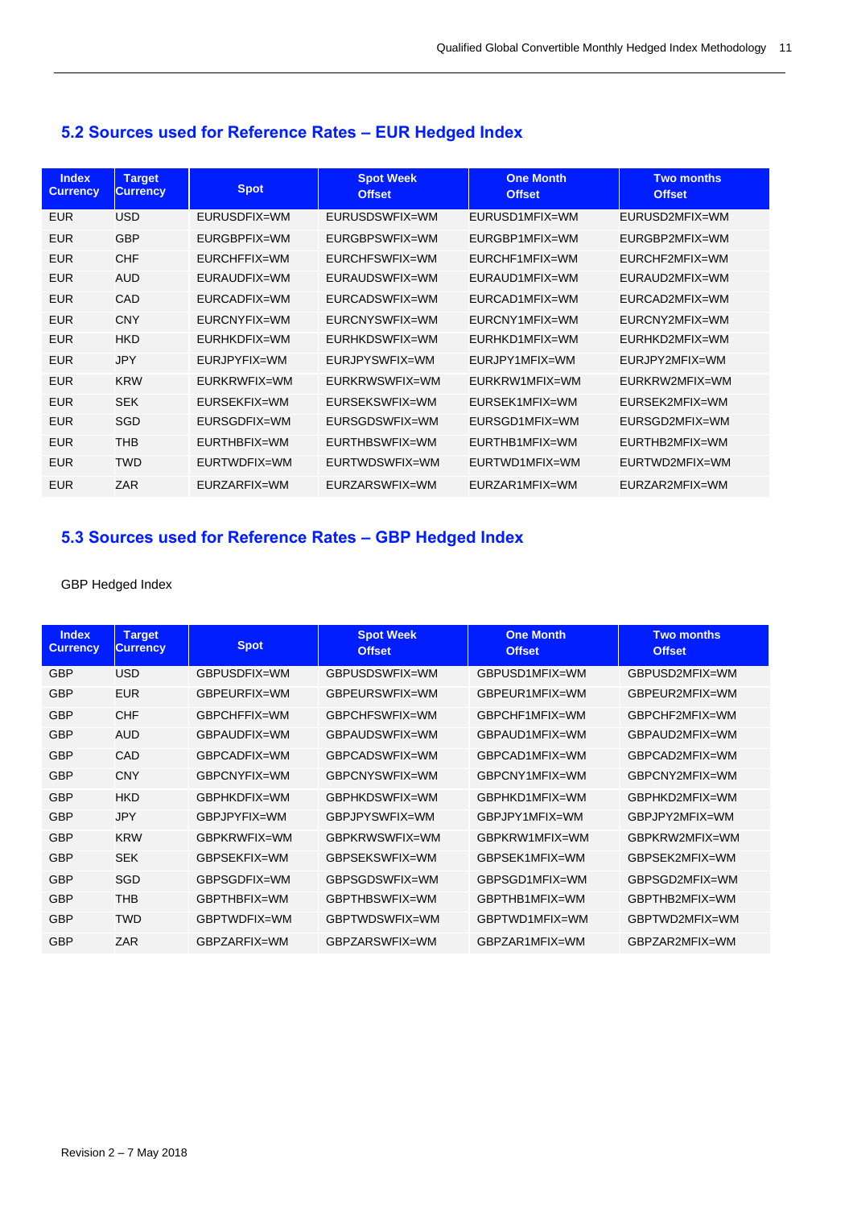## 5.2 Sources used for Reference Rates – EUR Hedged Index

| Index Currency | Target Currency | Spot | Spot Week Offset | One Month Offset | Two months Offset |
|---|---|---|---|---|---|
| EUR | USD | EURUSDFIX=WM | EURUSDSWFIX=WM | EURUSD1MFIX=WM | EURUSD2MFIX=WM |
| EUR | GBP | EURGBPFIX=WM | EURGBPSWFIX=WM | EURGBP1MFIX=WM | EURGBP2MFIX=WM |
| EUR | CHF | EURCHFFIX=WM | EURCHFSWFIX=WM | EURCHF1MFIX=WM | EURCHF2MFIX=WM |
| EUR | AUD | EURAUDFIX=WM | EURAUDSWFIX=WM | EURAUD1MFIX=WM | EURAUD2MFIX=WM |
| EUR | CAD | EURCADFIX=WM | EURCADSWFIX=WM | EURCAD1MFIX=WM | EURCAD2MFIX=WM |
| EUR | CNY | EURCNYFIX=WM | EURCNYSWFIX=WM | EURCNY1MFIX=WM | EURCNY2MFIX=WM |
| EUR | HKD | EURHKDFIX=WM | EURHKDSWFIX=WM | EURHKD1MFIX=WM | EURHKD2MFIX=WM |
| EUR | JPY | EURJPYFIX=WM | EURJPYSWFIX=WM | EURJPY1MFIX=WM | EURJPY2MFIX=WM |
| EUR | KRW | EURKRWFIX=WM | EURKRWSWFIX=WM | EURKRW1MFIX=WM | EURKRW2MFIX=WM |
| EUR | SEK | EURSEKFIX=WM | EURSEKSWFIX=WM | EURSEK1MFIX=WM | EURSEK2MFIX=WM |
| EUR | SGD | EURSGDFIX=WM | EURSGDSWFIX=WM | EURSGD1MFIX=WM | EURSGD2MFIX=WM |
| EUR | THB | EURTHBFIX=WM | EURTHBSWFIX=WM | EURTHB1MFIX=WM | EURTHB2MFIX=WM |
| EUR | TWD | EURTWDFIX=WM | EURTWDSWFIX=WM | EURTWD1MFIX=WM | EURTWD2MFIX=WM |
| EUR | ZAR | EURZARFIX=WM | EURZARSWFIX=WM | EURZAR1MFIX=WM | EURZAR2MFIX=WM |

## 5.3 Sources used for Reference Rates – GBP Hedged Index

GBP Hedged Index

| Index Currency | Target Currency | Spot | Spot Week Offset | One Month Offset | Two months Offset |
|---|---|---|---|---|---|
| GBP | USD | GBPUSDFIX=WM | GBPUSDSWFIX=WM | GBPUSD1MFIX=WM | GBPUSD2MFIX=WM |
| GBP | EUR | GBPEURFIX=WM | GBPEURSWFIX=WM | GBPEUR1MFIX=WM | GBPEUR2MFIX=WM |
| GBP | CHF | GBPCHFFIX=WM | GBPCHFSWFIX=WM | GBPCHF1MFIX=WM | GBPCHF2MFIX=WM |
| GBP | AUD | GBPAUDFIX=WM | GBPAUDSWFIX=WM | GBPAUD1MFIX=WM | GBPAUD2MFIX=WM |
| GBP | CAD | GBPCADFIX=WM | GBPCADSWFIX=WM | GBPCAD1MFIX=WM | GBPCAD2MFIX=WM |
| GBP | CNY | GBPCNYFIX=WM | GBPCNYSWFIX=WM | GBPCNY1MFIX=WM | GBPCNY2MFIX=WM |
| GBP | HKD | GBPHKDFIX=WM | GBPHKDSWFIX=WM | GBPHKD1MFIX=WM | GBPHKD2MFIX=WM |
| GBP | JPY | GBPJPYFIX=WM | GBPJPYSWFIX=WM | GBPJPY1MFIX=WM | GBPJPY2MFIX=WM |
| GBP | KRW | GBPKRWFIX=WM | GBPKRWSWFIX=WM | GBPKRW1MFIX=WM | GBPKRW2MFIX=WM |
| GBP | SEK | GBPSEKFIX=WM | GBPSEKSWFIX=WM | GBPSEK1MFIX=WM | GBPSEK2MFIX=WM |
| GBP | SGD | GBPSGDFIX=WM | GBPSGDSWFIX=WM | GBPSGD1MFIX=WM | GBPSGD2MFIX=WM |
| GBP | THB | GBPTHBFIX=WM | GBPTHBSWFIX=WM | GBPTHB1MFIX=WM | GBPTHB2MFIX=WM |
| GBP | TWD | GBPTWDFIX=WM | GBPTWDSWFIX=WM | GBPTWD1MFIX=WM | GBPTWD2MFIX=WM |
| GBP | ZAR | GBPZARFIX=WM | GBPZARSWFIX=WM | GBPZAR1MFIX=WM | GBPZAR2MFIX=WM |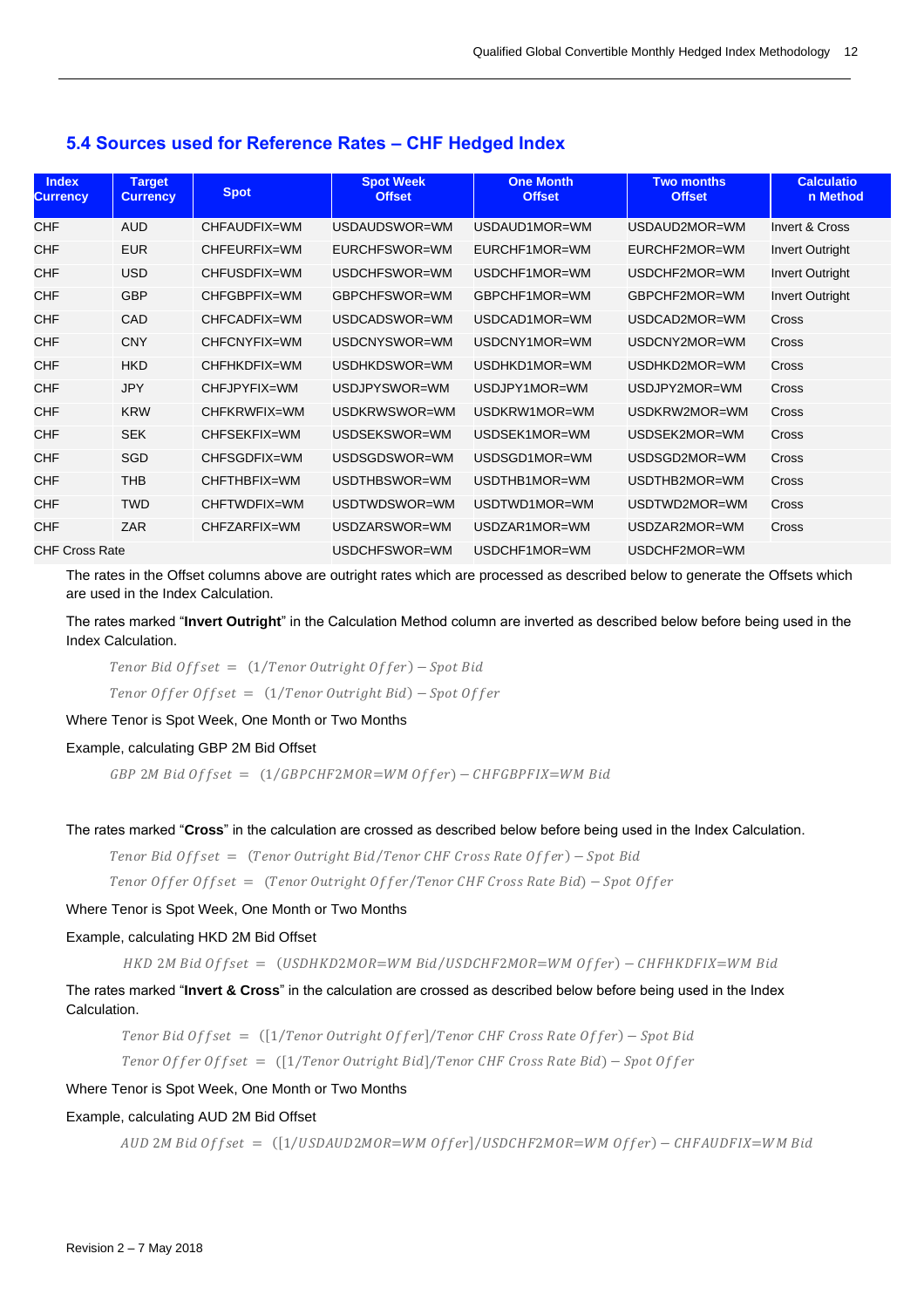## 5.4 Sources used for Reference Rates – CHF Hedged Index

| Index Currency | Target Currency | Spot | Spot Week Offset | One Month Offset | Two months Offset | Calculation Method |
|---|---|---|---|---|---|---|
| CHF | AUD | CHFAUDFIX=WM | USDAUDSWOR=WM | USDAUD1MOR=WM | USDAUD2MOR=WM | Invert & Cross |
| CHF | EUR | CHFEURFIX=WM | EURCHFSWOR=WM | EURCHF1MOR=WM | EURCHF2MOR=WM | Invert Outright |
| CHF | USD | CHFUSDFIX=WM | USDCHFSWOR=WM | USDCHF1MOR=WM | USDCHF2MOR=WM | Invert Outright |
| CHF | GBP | CHFGBPFIX=WM | GBPCHFSWOR=WM | GBPCHF1MOR=WM | GBPCHF2MOR=WM | Invert Outright |
| CHF | CAD | CHFCADFIX=WM | USDCADSWOR=WM | USDCAD1MOR=WM | USDCAD2MOR=WM | Cross |
| CHF | CNY | CHFCNYFIX=WM | USDCNYSWOR=WM | USDCNY1MOR=WM | USDCNY2MOR=WM | Cross |
| CHF | HKD | CHFHKDFIX=WM | USDHKDSWOR=WM | USDHKD1MOR=WM | USDHKD2MOR=WM | Cross |
| CHF | JPY | CHFJPYFIX=WM | USDJPYSWOR=WM | USDJPY1MOR=WM | USDJPY2MOR=WM | Cross |
| CHF | KRW | CHFKRWFIX=WM | USDKRWSWOR=WM | USDKRW1MOR=WM | USDKRW2MOR=WM | Cross |
| CHF | SEK | CHFSEKFIX=WM | USDSEKSWOR=WM | USDSEK1MOR=WM | USDSEK2MOR=WM | Cross |
| CHF | SGD | CHFSGDFIX=WM | USDSGDSWOR=WM | USDSGD1MOR=WM | USDSGD2MOR=WM | Cross |
| CHF | THB | CHFTHBFIX=WM | USDTHBSWOR=WM | USDTHB1MOR=WM | USDTHB2MOR=WM | Cross |
| CHF | TWD | CHFTWDFIX=WM | USDTWDSWOR=WM | USDTWD1MOR=WM | USDTWD2MOR=WM | Cross |
| CHF | ZAR | CHFZARFIX=WM | USDZARSWOR=WM | USDZAR1MOR=WM | USDZAR2MOR=WM | Cross |
| CHF Cross Rate | | | USDCHFSWOR=WM | USDCHF1MOR=WM | USDCHF2MOR=WM | |

The rates in the Offset columns above are outright rates which are processed as described below to generate the Offsets which are used in the Index Calculation.

The rates marked "**Invert Outright**" in the Calculation Method column are inverted as described below before being used in the Index Calculation.

$$Tenor\ Bid\ Offset = (1/Tenor\ Outright\ Offer) - Spot\ Bid$$

$$Tenor\ Offer\ Offset = (1/Tenor\ Outright\ Bid) - Spot\ Offer$$

Where Tenor is Spot Week, One Month or Two Months

Example, calculating GBP 2M Bid Offset

$$GBP\ 2M\ Bid\ Offset = (1/GBPCHF2MOR{=}WM\ Offer) - CHFGBPFIX{=}WM\ Bid$$

The rates marked "**Cross**" in the calculation are crossed as described below before being used in the Index Calculation.

$$Tenor\ Bid\ Offset = (Tenor\ Outright\ Bid/Tenor\ CHF\ Cross\ Rate\ Offer) - Spot\ Bid$$

$$Tenor\ Offer\ Offset = (Tenor\ Outright\ Offer/Tenor\ CHF\ Cross\ Rate\ Bid) - Spot\ Offer$$

Where Tenor is Spot Week, One Month or Two Months

Example, calculating HKD 2M Bid Offset

$$HKD\ 2M\ Bid\ Offset = (USDHKD2MOR{=}WM\ Bid/USDCHF2MOR{=}WM\ Offer) - CHFHKDFIX{=}WM\ Bid$$

The rates marked "**Invert & Cross**" in the calculation are crossed as described below before being used in the Index Calculation.

$$Tenor\ Bid\ Offset = ([1/Tenor\ Outright\ Offer]/Tenor\ CHF\ Cross\ Rate\ Offer) - Spot\ Bid$$

$$Tenor\ Offer\ Offset = ([1/Tenor\ Outright\ Bid]/Tenor\ CHF\ Cross\ Rate\ Bid) - Spot\ Offer$$

Where Tenor is Spot Week, One Month or Two Months

Example, calculating AUD 2M Bid Offset

$$AUD\ 2M\ Bid\ Offset = ([1/USDAUD2MOR{=}WM\ Offer]/USDCHF2MOR{=}WM\ Offer) - CHFAUDFIX{=}WM\ Bid$$

Revision 2 – 7 May 2018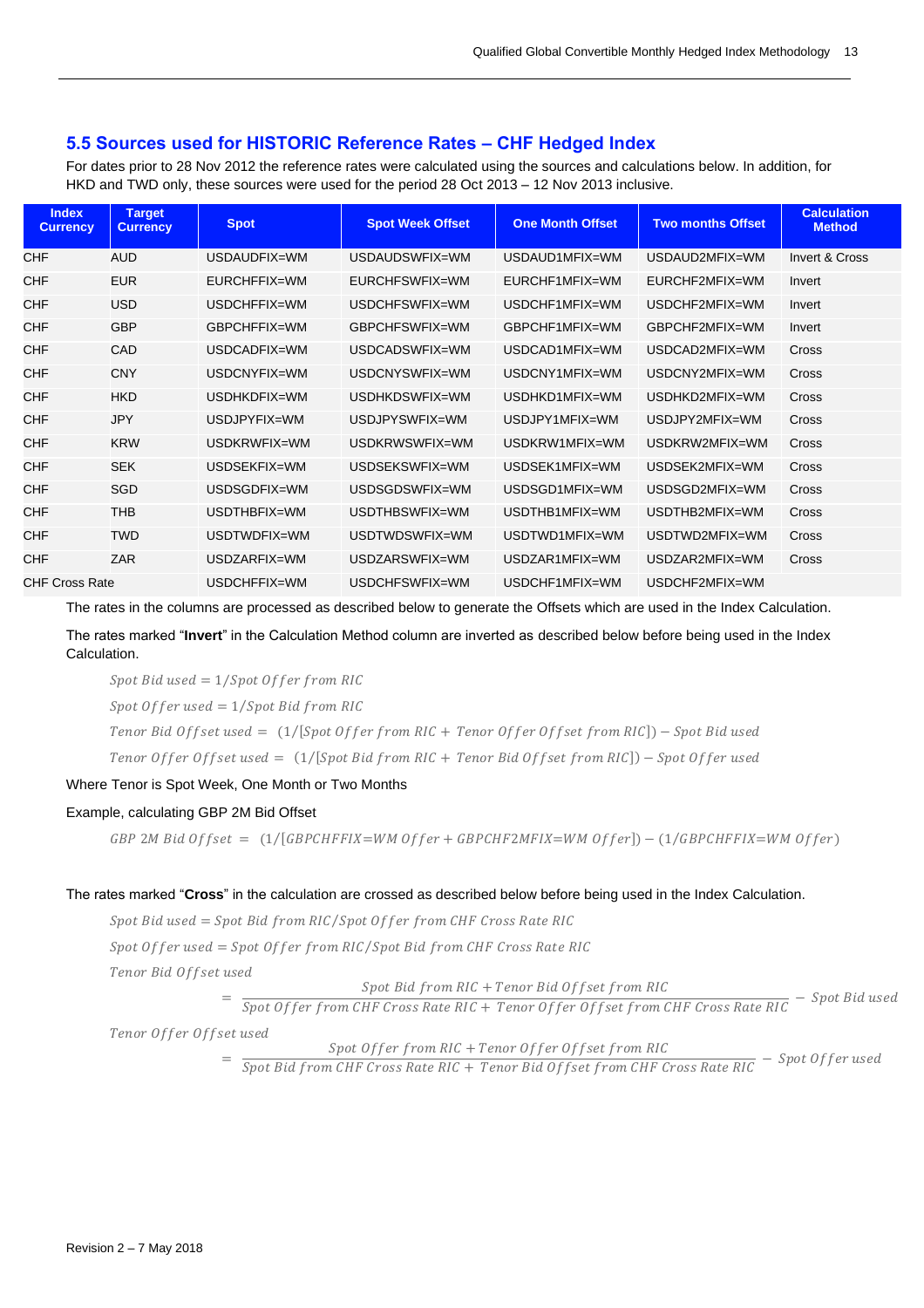## 5.5 Sources used for HISTORIC Reference Rates – CHF Hedged Index

For dates prior to 28 Nov 2012 the reference rates were calculated using the sources and calculations below. In addition, for HKD and TWD only, these sources were used for the period 28 Oct 2013 – 12 Nov 2013 inclusive.

| Index Currency | Target Currency | Spot | Spot Week Offset | One Month Offset | Two months Offset | Calculation Method |
|---|---|---|---|---|---|---|
| CHF | AUD | USDAUDFIX=WM | USDAUDSWFIX=WM | USDAUD1MFIX=WM | USDAUD2MFIX=WM | Invert & Cross |
| CHF | EUR | EURCHFFIX=WM | EURCHFSWFIX=WM | EURCHF1MFIX=WM | EURCHF2MFIX=WM | Invert |
| CHF | USD | USDCHFFIX=WM | USDCHFSWFIX=WM | USDCHF1MFIX=WM | USDCHF2MFIX=WM | Invert |
| CHF | GBP | GBPCHFFIX=WM | GBPCHFSWFIX=WM | GBPCHF1MFIX=WM | GBPCHF2MFIX=WM | Invert |
| CHF | CAD | USDCADFIX=WM | USDCADSWFIX=WM | USDCAD1MFIX=WM | USDCAD2MFIX=WM | Cross |
| CHF | CNY | USDCNYFIX=WM | USDCNYSWFIX=WM | USDCNY1MFIX=WM | USDCNY2MFIX=WM | Cross |
| CHF | HKD | USDHKDFIX=WM | USDHKDSWFIX=WM | USDHKD1MFIX=WM | USDHKD2MFIX=WM | Cross |
| CHF | JPY | USDJPYFIX=WM | USDJPYSWFIX=WM | USDJPY1MFIX=WM | USDJPY2MFIX=WM | Cross |
| CHF | KRW | USDKRWFIX=WM | USDKRWSWFIX=WM | USDKRW1MFIX=WM | USDKRW2MFIX=WM | Cross |
| CHF | SEK | USDSEKFIX=WM | USDSEKSWFIX=WM | USDSEK1MFIX=WM | USDSEK2MFIX=WM | Cross |
| CHF | SGD | USDSGDFIX=WM | USDSGDSWFIX=WM | USDSGD1MFIX=WM | USDSGD2MFIX=WM | Cross |
| CHF | THB | USDTHBFIX=WM | USDTHBSWFIX=WM | USDTHB1MFIX=WM | USDTHB2MFIX=WM | Cross |
| CHF | TWD | USDTWDFIX=WM | USDTWDSWFIX=WM | USDTWD1MFIX=WM | USDTWD2MFIX=WM | Cross |
| CHF | ZAR | USDZARFIX=WM | USDZARSWFIX=WM | USDZAR1MFIX=WM | USDZAR2MFIX=WM | Cross |
| CHF Cross Rate | | USDCHFFIX=WM | USDCHFSWFIX=WM | USDCHF1MFIX=WM | USDCHF2MFIX=WM | |

The rates in the columns are processed as described below to generate the Offsets which are used in the Index Calculation.

The rates marked "**Invert**" in the Calculation Method column are inverted as described below before being used in the Index Calculation.

$$Spot\ Bid\ used = 1/Spot\ Offer\ from\ RIC$$

$$Spot\ Offer\ used = 1/Spot\ Bid\ from\ RIC$$

$$Tenor\ Bid\ Offset\ used = \ (1/[Spot\ Offer\ from\ RIC + \ Tenor\ Offer\ Offset\ from\ RIC]) - Spot\ Bid\ used$$

$$Tenor\ Offer\ Offset\ used = \ (1/[Spot\ Bid\ from\ RIC + \ Tenor\ Bid\ Offset\ from\ RIC]) - Spot\ Offer\ used$$

Where Tenor is Spot Week, One Month or Two Months

Example, calculating GBP 2M Bid Offset

$$GBP\ 2M\ Bid\ Offset\ = \ (1/[GBPCHFFIX{=}WM\ Offer + GBPCHF2MFIX{=}WM\ Offer]) - (1/GBPCHFFIX{=}WM\ Offer)$$

The rates marked "**Cross**" in the calculation are crossed as described below before being used in the Index Calculation.

$$Spot\ Bid\ used = Spot\ Bid\ from\ RIC/Spot\ Offer\ from\ CHF\ Cross\ Rate\ RIC$$

$$Spot\ Offer\ used = Spot\ Offer\ from\ RIC/Spot\ Bid\ from\ CHF\ Cross\ Rate\ RIC$$

$$Tenor\ Bid\ Offset\ used = \frac{Spot\ Bid\ from\ RIC + Tenor\ Bid\ Offset\ from\ RIC}{Spot\ Offer\ from\ CHF\ Cross\ Rate\ RIC + \ Tenor\ Offer\ Offset\ from\ CHF\ Cross\ Rate\ RIC} - \ Spot\ Bid\ used$$

$$Tenor\ Offer\ Offset\ used = \frac{Spot\ Offer\ from\ RIC + Tenor\ Offer\ Offset\ from\ RIC}{Spot\ Bid\ from\ CHF\ Cross\ Rate\ RIC + \ Tenor\ Bid\ Offset\ from\ CHF\ Cross\ Rate\ RIC} - \ Spot\ Offer\ used$$

Revision 2 – 7 May 2018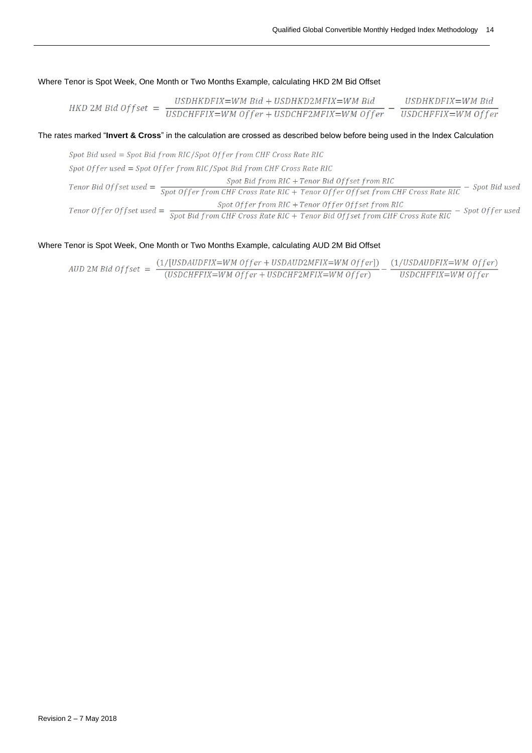Where Tenor is Spot Week, One Month or Two Months Example, calculating HKD 2M Bid Offset

$$HKD\ 2M\ Bid\ Offset\ =\ \frac{USDHKDFIX{=}WM\ Bid + USDHKD2MFIX{=}WM\ Bid}{USDCHFFIX{=}WM\ Offer + USDCHF2MFIX{=}WM\ Offer} - \frac{USDHKDFIX{=}WM\ Bid}{USDCHFFIX{=}WM\ Offer}$$

The rates marked "**Invert & Cross**" in the calculation are crossed as described below before being used in the Index Calculation

$$Spot\ Bid\ used = Spot\ Bid\ from\ RIC / Spot\ Offer\ from\ CHF\ Cross\ Rate\ RIC$$

$$Spot\ Offer\ used = Spot\ Offer\ from\ RIC / Spot\ Bid\ from\ CHF\ Cross\ Rate\ RIC$$

$$Tenor\ Bid\ Offset\ used = \frac{Spot\ Bid\ from\ RIC + Tenor\ Bid\ Offset\ from\ RIC}{Spot\ Offer\ from\ CHF\ Cross\ Rate\ RIC + \ Tenor\ Offer\ Offset\ from\ CHF\ Cross\ Rate\ RIC} - Spot\ Bid\ used$$

$$Tenor\ Offer\ Offset\ used = \frac{Spot\ Offer\ from\ RIC + Tenor\ Offer\ Offset\ from\ RIC}{Spot\ Bid\ from\ CHF\ Cross\ Rate\ RIC + \ Tenor\ Bid\ Offset\ from\ CHF\ Cross\ Rate\ RIC} - Spot\ Offer\ used$$

Where Tenor is Spot Week, One Month or Two Months Example, calculating AUD 2M Bid Offset

$$AUD\ 2M\ Bid\ Offset\ =\ \frac{(1/[USDAUDFIX{=}WM\ Offer + USDAUD2MFIX{=}WM\ Offer])}{(USDCHFFIX{=}WM\ Offer + USDCHF2MFIX{=}WM\ Offer)} - \frac{(1/USDAUDFIX{=}WM\ \ Offer)}{USDCHFFIX{=}WM\ Offer}$$

Revision 2 – 7 May 2018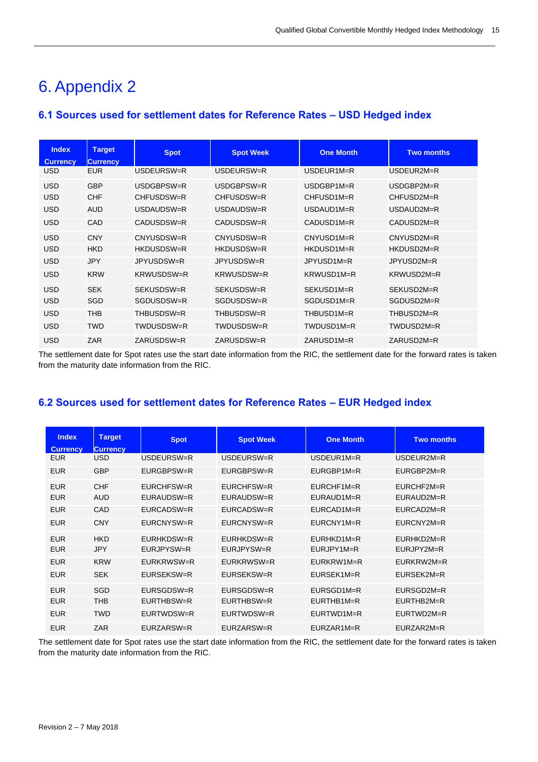# 6. Appendix 2

## 6.1 Sources used for settlement dates for Reference Rates – USD Hedged index

| Index Currency | Target Currency | Spot | Spot Week | One Month | Two months |
|---|---|---|---|---|---|
| USD | EUR | USDEURSW=R | USDEURSW=R | USDEUR1M=R | USDEUR2M=R |
| USD | GBP | USDGBPSW=R | USDGBPSW=R | USDGBP1M=R | USDGBP2M=R |
| USD | CHF | CHFUSDSW=R | CHFUSDSW=R | CHFUSD1M=R | CHFUSD2M=R |
| USD | AUD | USDAUDSW=R | USDAUDSW=R | USDAUD1M=R | USDAUD2M=R |
| USD | CAD | CADUSDSW=R | CADUSDSW=R | CADUSD1M=R | CADUSD2M=R |
| USD | CNY | CNYUSDSW=R | CNYUSDSW=R | CNYUSD1M=R | CNYUSD2M=R |
| USD | HKD | HKDUSDSW=R | HKDUSDSW=R | HKDUSD1M=R | HKDUSD2M=R |
| USD | JPY | JPYUSDSW=R | JPYUSDSW=R | JPYUSD1M=R | JPYUSD2M=R |
| USD | KRW | KRWUSDSW=R | KRWUSDSW=R | KRWUSD1M=R | KRWUSD2M=R |
| USD | SEK | SEKUSDSW=R | SEKUSDSW=R | SEKUSD1M=R | SEKUSD2M=R |
| USD | SGD | SGDUSDSW=R | SGDUSDSW=R | SGDUSD1M=R | SGDUSD2M=R |
| USD | THB | THBUSDSW=R | THBUSDSW=R | THBUSD1M=R | THBUSD2M=R |
| USD | TWD | TWDUSDSW=R | TWDUSDSW=R | TWDUSD1M=R | TWDUSD2M=R |
| USD | ZAR | ZARUSDSW=R | ZARUSDSW=R | ZARUSD1M=R | ZARUSD2M=R |

The settlement date for Spot rates use the start date information from the RIC, the settlement date for the forward rates is taken from the maturity date information from the RIC.

## 6.2 Sources used for settlement dates for Reference Rates – EUR Hedged index

| Index Currency | Target Currency | Spot | Spot Week | One Month | Two months |
|---|---|---|---|---|---|
| EUR | USD | USDEURSW=R | USDEURSW=R | USDEUR1M=R | USDEUR2M=R |
| EUR | GBP | EURGBPSW=R | EURGBPSW=R | EURGBP1M=R | EURGBP2M=R |
| EUR | CHF | EURCHFSW=R | EURCHFSW=R | EURCHF1M=R | EURCHF2M=R |
| EUR | AUD | EURAUDSW=R | EURAUDSW=R | EURAUD1M=R | EURAUD2M=R |
| EUR | CAD | EURCADSW=R | EURCADSW=R | EURCAD1M=R | EURCAD2M=R |
| EUR | CNY | EURCNYSW=R | EURCNYSW=R | EURCNY1M=R | EURCNY2M=R |
| EUR | HKD | EURHKDSW=R | EURHKDSW=R | EURHKD1M=R | EURHKD2M=R |
| EUR | JPY | EURJPYSW=R | EURJPYSW=R | EURJPY1M=R | EURJPY2M=R |
| EUR | KRW | EURKRWSW=R | EURKRWSW=R | EURKRW1M=R | EURKRW2M=R |
| EUR | SEK | EURSEKSW=R | EURSEKSW=R | EURSEK1M=R | EURSEK2M=R |
| EUR | SGD | EURSGDSW=R | EURSGDSW=R | EURSGD1M=R | EURSGD2M=R |
| EUR | THB | EURTHBSW=R | EURTHBSW=R | EURTHB1M=R | EURTHB2M=R |
| EUR | TWD | EURTWDSW=R | EURTWDSW=R | EURTWD1M=R | EURTWD2M=R |
| EUR | ZAR | EURZARSW=R | EURZARSW=R | EURZAR1M=R | EURZAR2M=R |

The settlement date for Spot rates use the start date information from the RIC, the settlement date for the forward rates is taken from the maturity date information from the RIC.

Revision 2 – 7 May 2018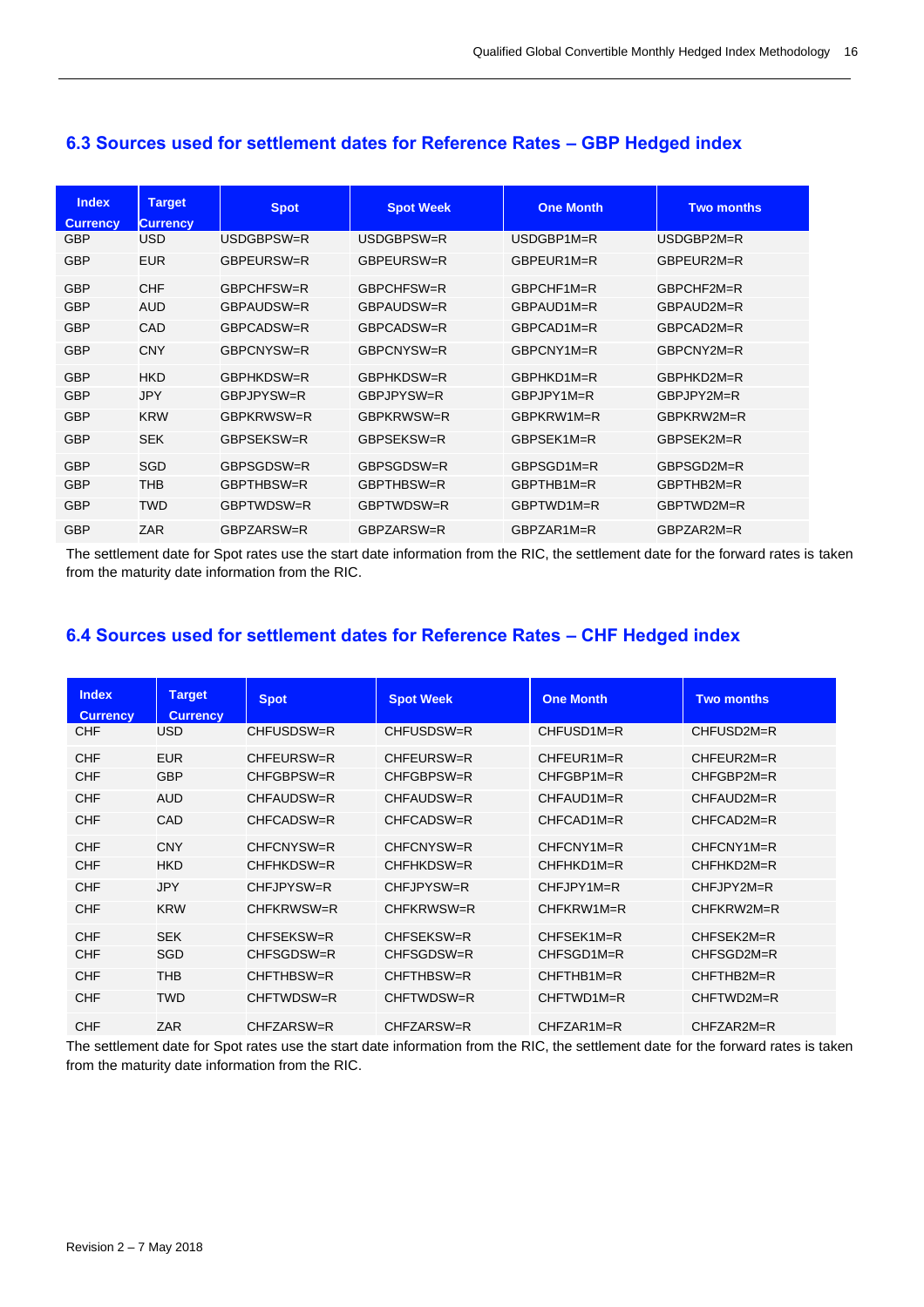## 6.3 Sources used for settlement dates for Reference Rates – GBP Hedged index

| Index Currency | Target Currency | Spot | Spot Week | One Month | Two months |
|---|---|---|---|---|---|
| GBP | USD | USDGBPSW=R | USDGBPSW=R | USDGBP1M=R | USDGBP2M=R |
| GBP | EUR | GBPEURSW=R | GBPEURSW=R | GBPEUR1M=R | GBPEUR2M=R |
| GBP | CHF | GBPCHFSW=R | GBPCHFSW=R | GBPCHF1M=R | GBPCHF2M=R |
| GBP | AUD | GBPAUDSW=R | GBPAUDSW=R | GBPAUD1M=R | GBPAUD2M=R |
| GBP | CAD | GBPCADSW=R | GBPCADSW=R | GBPCAD1M=R | GBPCAD2M=R |
| GBP | CNY | GBPCNYSW=R | GBPCNYSW=R | GBPCNY1M=R | GBPCNY2M=R |
| GBP | HKD | GBPHKDSW=R | GBPHKDSW=R | GBPHKD1M=R | GBPHKD2M=R |
| GBP | JPY | GBPJPYSW=R | GBPJPYSW=R | GBPJPY1M=R | GBPJPY2M=R |
| GBP | KRW | GBPKRWSW=R | GBPKRWSW=R | GBPKRW1M=R | GBPKRW2M=R |
| GBP | SEK | GBPSEKSW=R | GBPSEKSW=R | GBPSEK1M=R | GBPSEK2M=R |
| GBP | SGD | GBPSGDSW=R | GBPSGDSW=R | GBPSGD1M=R | GBPSGD2M=R |
| GBP | THB | GBPTHBSW=R | GBPTHBSW=R | GBPTHB1M=R | GBPTHB2M=R |
| GBP | TWD | GBPTWDSW=R | GBPTWDSW=R | GBPTWD1M=R | GBPTWD2M=R |
| GBP | ZAR | GBPZARSW=R | GBPZARSW=R | GBPZAR1M=R | GBPZAR2M=R |

The settlement date for Spot rates use the start date information from the RIC, the settlement date for the forward rates is taken from the maturity date information from the RIC.

## 6.4 Sources used for settlement dates for Reference Rates – CHF Hedged index

| Index Currency | Target Currency | Spot | Spot Week | One Month | Two months |
|---|---|---|---|---|---|
| CHF | USD | CHFUSDSW=R | CHFUSDSW=R | CHFUSD1M=R | CHFUSD2M=R |
| CHF | EUR | CHFEURSW=R | CHFEURSW=R | CHFEUR1M=R | CHFEUR2M=R |
| CHF | GBP | CHFGBPSW=R | CHFGBPSW=R | CHFGBP1M=R | CHFGBP2M=R |
| CHF | AUD | CHFAUDSW=R | CHFAUDSW=R | CHFAUD1M=R | CHFAUD2M=R |
| CHF | CAD | CHFCADSW=R | CHFCADSW=R | CHFCAD1M=R | CHFCAD2M=R |
| CHF | CNY | CHFCNYSW=R | CHFCNYSW=R | CHFCNY1M=R | CHFCNY1M=R |
| CHF | HKD | CHFHKDSW=R | CHFHKDSW=R | CHFHKD1M=R | CHFHKD2M=R |
| CHF | JPY | CHFJPYSW=R | CHFJPYSW=R | CHFJPY1M=R | CHFJPY2M=R |
| CHF | KRW | CHFKRWSW=R | CHFKRWSW=R | CHFKRW1M=R | CHFKRW2M=R |
| CHF | SEK | CHFSEKSW=R | CHFSEKSW=R | CHFSEK1M=R | CHFSEK2M=R |
| CHF | SGD | CHFSGDSW=R | CHFSGDSW=R | CHFSGD1M=R | CHFSGD2M=R |
| CHF | THB | CHFTHBSW=R | CHFTHBSW=R | CHFTHB1M=R | CHFTHB2M=R |
| CHF | TWD | CHFTWDSW=R | CHFTWDSW=R | CHFTWD1M=R | CHFTWD2M=R |
| CHF | ZAR | CHFZARSW=R | CHFZARSW=R | CHFZAR1M=R | CHFZAR2M=R |

The settlement date for Spot rates use the start date information from the RIC, the settlement date for the forward rates is taken from the maturity date information from the RIC.